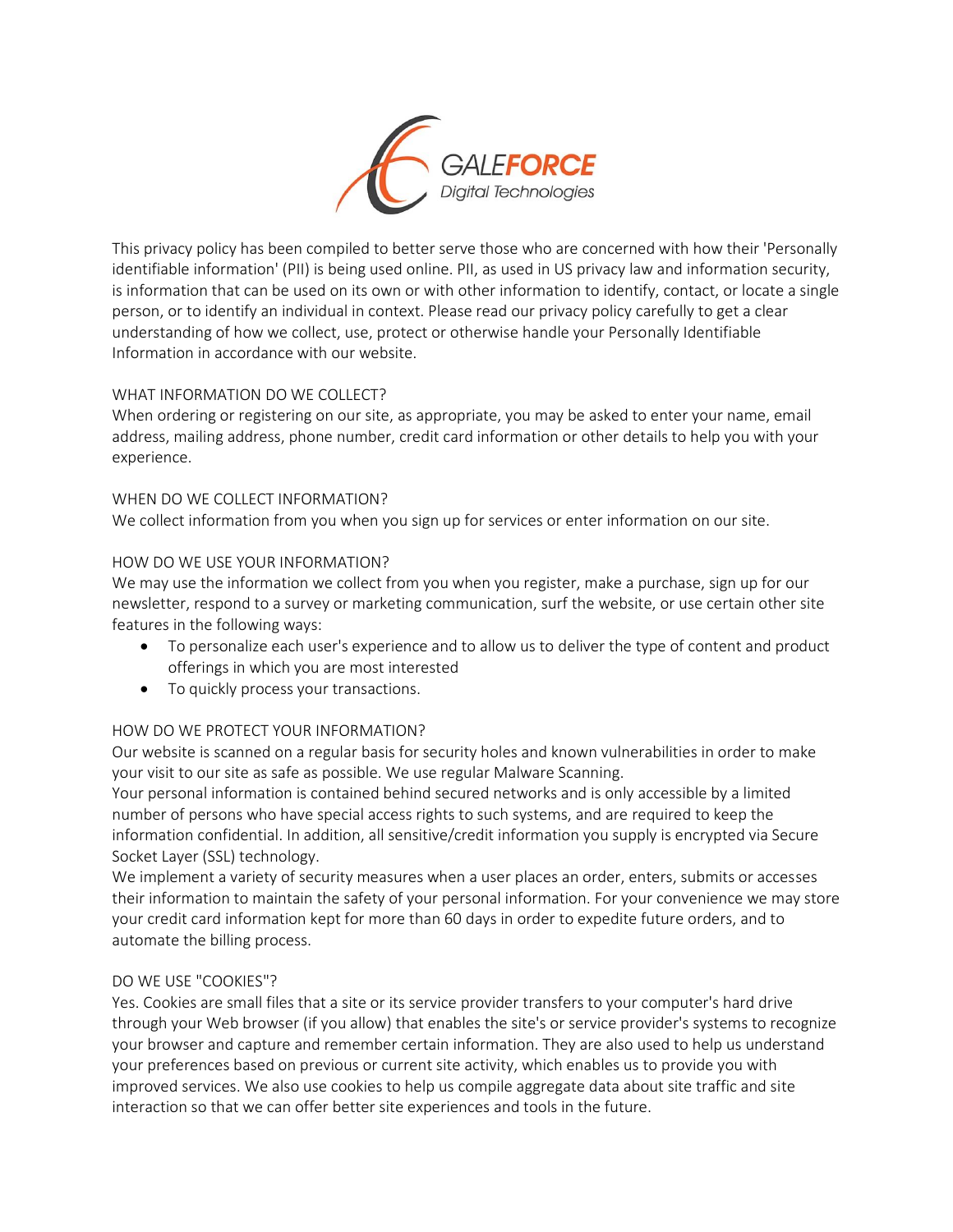This privacy policy has been compiled to better serve those who are concerned with how their 'Personally identifiable information' (PII) is being used online. PII, as used in US privacy law and information security, is information that can be used on its own or with other information to identify, contact, or locate a single person, or to identify an individual in context. Please read our privacy policy carefully to get a clear understanding of how we collect, use, protect or otherwise handle your Personally Identifiable Information in accordance with our website.

## WHAT INFORMATION DO WE COLLECT?

When ordering or registering on our site, as appropriate, you may be asked to enter your name, email address, mailing address, phone number, credit card information or other details to help you with your experience.

## WHEN DO WE COLLECT INFORMATION?

We collect information from you when you sign up for services or enter information on our site.

## HOW DO WE USE YOUR INFORMATION?

We may use the information we collect from you when you register, make a purchase, sign up for our newsletter, respond to a survey or marketing communication, surf the website, or use certain other site features in the following ways:

- To personalize each user's experience and to allow us to deliver the type of content and product offerings in which you are most interested
- To quickly process your transactions.

## HOW DO WE PROTECT YOUR INFORMATION?

Our website is scanned on a regular basis for security holes and known vulnerabilities in order to make your visit to our site as safe as possible. We use regular Malware Scanning.

Your personal information is contained behind secured networks and is only accessible by a limited number of persons who have special access rights to such systems, and are required to keep the information confidential. In addition, all sensitive/credit information you supply is encrypted via Secure Socket Layer (SSL) technology.

We implement a variety of security measures when a user places an order, enters, submits or accesses their information to maintain the safety of your personal information. For your convenience we may store your credit card information kept for more than 60 days in order to expedite future orders, and to automate the billing process.

## DO WE USE "COOKIES"?

Yes. Cookies are small files that a site or its service provider transfers to your computer's hard drive through your Web browser (if you allow) that enables the site's or service provider's systems to recognize your browser and capture and remember certain information. They are also used to help us understand your preferences based on previous or current site activity, which enables us to provide you with improved services. We also use cookies to help us compile aggregate data about site traffic and site interaction so that we can offer better site experiences and tools in the future.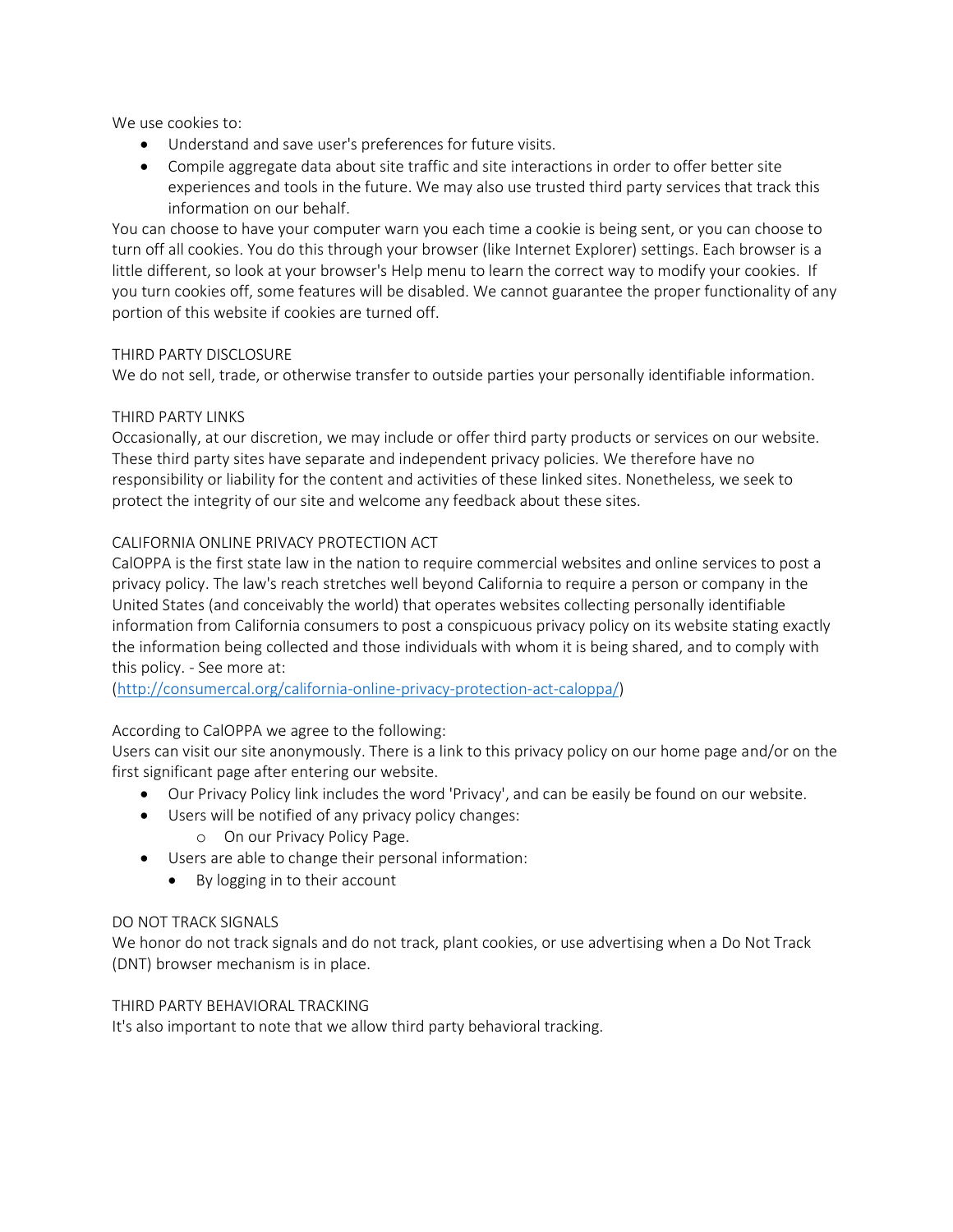We use cookies to:

- Understand and save user's preferences for future visits.
- Compile aggregate data about site traffic and site interactions in order to offer better site experiences and tools in the future. We may also use trusted third party services that track this information on our behalf.

You can choose to have your computer warn you each time a cookie is being sent, or you can choose to turn off all cookies. You do this through your browser (like Internet Explorer) settings. Each browser is a little different, so look at your browser's Help menu to learn the correct way to modify your cookies. If you turn cookies off, some features will be disabled. We cannot guarantee the proper functionality of any portion of this website if cookies are turned off.

THIRD PARTY DISCLOSURE

We do not sell, trade, or otherwise transfer to outside parties your personally identifiable information.

THIRD PARTY LINKS

Occasionally, at our discretion, we may include or offer third party products or services on our website. These third party sites have separate and independent privacy policies. We therefore have no responsibility or liability for the content and activities of these linked sites. Nonetheless, we seek to protect the integrity of our site and welcome any feedback about these sites.

CALIFORNIA ONLINE PRIVACY PROTECTION ACT

CalOPPA is the first state law in the nation to require commercial websites and online services to post a privacy policy. The law's reach stretches well beyond California to require a person or company in the United States (and conceivably the world) that operates websites collecting personally identifiable information from California consumers to post a conspicuous privacy policy on its website stating exactly the information being collected and those individuals with whom it is being shared, and to comply with this policy. - See more at:
(http://consumercal.org/california-online-privacy-protection-act-caloppa/)

According to CalOPPA we agree to the following:
Users can visit our site anonymously. There is a link to this privacy policy on our home page and/or on the first significant page after entering our website.

- Our Privacy Policy link includes the word 'Privacy', and can be easily be found on our website.
- Users will be notified of any privacy policy changes:
  - On our Privacy Policy Page.
- Users are able to change their personal information:
  - By logging in to their account

DO NOT TRACK SIGNALS

We honor do not track signals and do not track, plant cookies, or use advertising when a Do Not Track (DNT) browser mechanism is in place.

THIRD PARTY BEHAVIORAL TRACKING

It's also important to note that we allow third party behavioral tracking.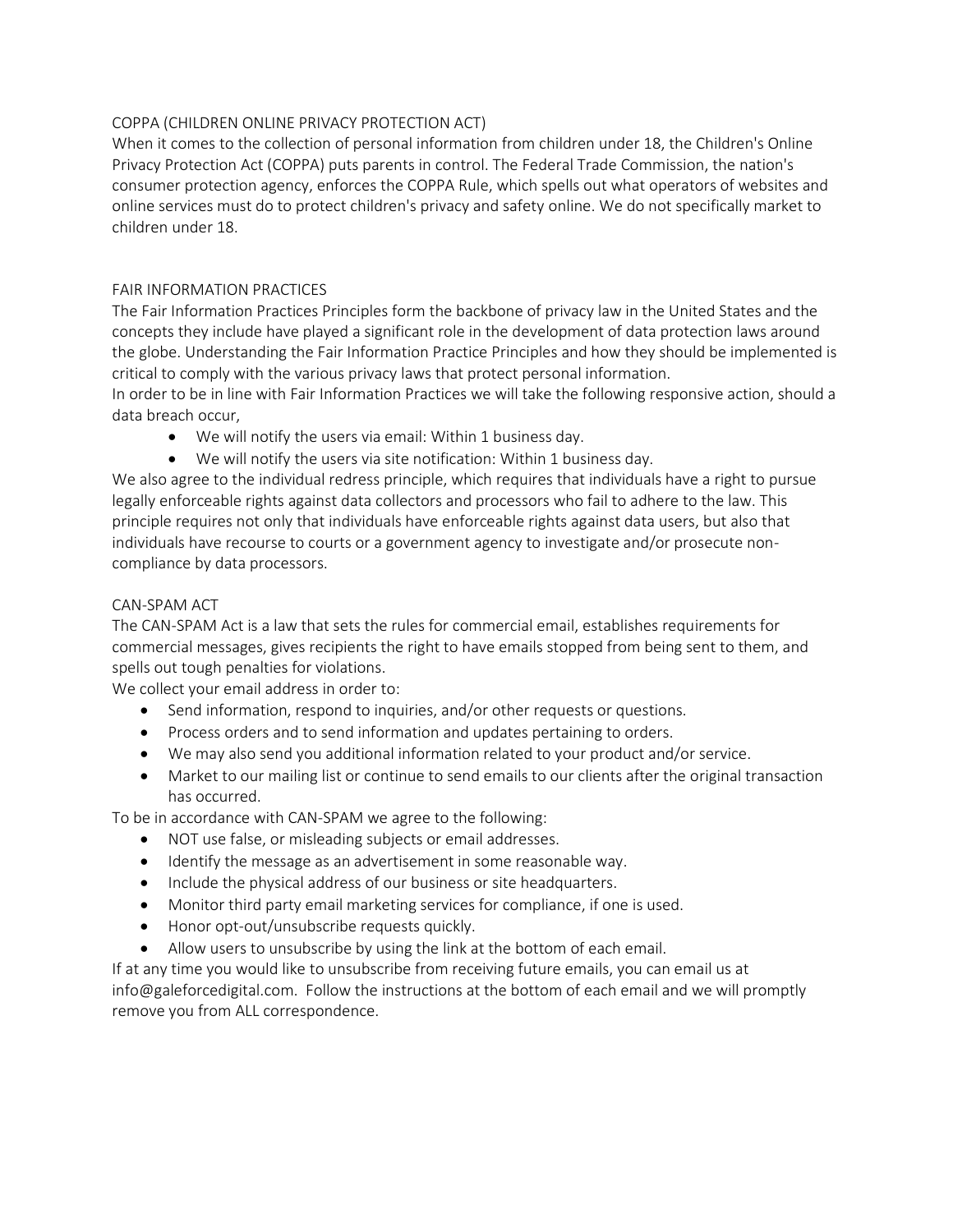## COPPA (CHILDREN ONLINE PRIVACY PROTECTION ACT)

When it comes to the collection of personal information from children under 18, the Children's Online Privacy Protection Act (COPPA) puts parents in control. The Federal Trade Commission, the nation's consumer protection agency, enforces the COPPA Rule, which spells out what operators of websites and online services must do to protect children's privacy and safety online. We do not specifically market to children under 18.

## FAIR INFORMATION PRACTICES

The Fair Information Practices Principles form the backbone of privacy law in the United States and the concepts they include have played a significant role in the development of data protection laws around the globe. Understanding the Fair Information Practice Principles and how they should be implemented is critical to comply with the various privacy laws that protect personal information.

In order to be in line with Fair Information Practices we will take the following responsive action, should a data breach occur,

- We will notify the users via email: Within 1 business day.
- We will notify the users via site notification: Within 1 business day.

We also agree to the individual redress principle, which requires that individuals have a right to pursue legally enforceable rights against data collectors and processors who fail to adhere to the law. This principle requires not only that individuals have enforceable rights against data users, but also that individuals have recourse to courts or a government agency to investigate and/or prosecute non-compliance by data processors.

## CAN-SPAM ACT

The CAN-SPAM Act is a law that sets the rules for commercial email, establishes requirements for commercial messages, gives recipients the right to have emails stopped from being sent to them, and spells out tough penalties for violations.

We collect your email address in order to:

- Send information, respond to inquiries, and/or other requests or questions.
- Process orders and to send information and updates pertaining to orders.
- We may also send you additional information related to your product and/or service.
- Market to our mailing list or continue to send emails to our clients after the original transaction has occurred.

To be in accordance with CAN-SPAM we agree to the following:

- NOT use false, or misleading subjects or email addresses.
- Identify the message as an advertisement in some reasonable way.
- Include the physical address of our business or site headquarters.
- Monitor third party email marketing services for compliance, if one is used.
- Honor opt-out/unsubscribe requests quickly.
- Allow users to unsubscribe by using the link at the bottom of each email.

If at any time you would like to unsubscribe from receiving future emails, you can email us at info@galeforcedigital.com. Follow the instructions at the bottom of each email and we will promptly remove you from ALL correspondence.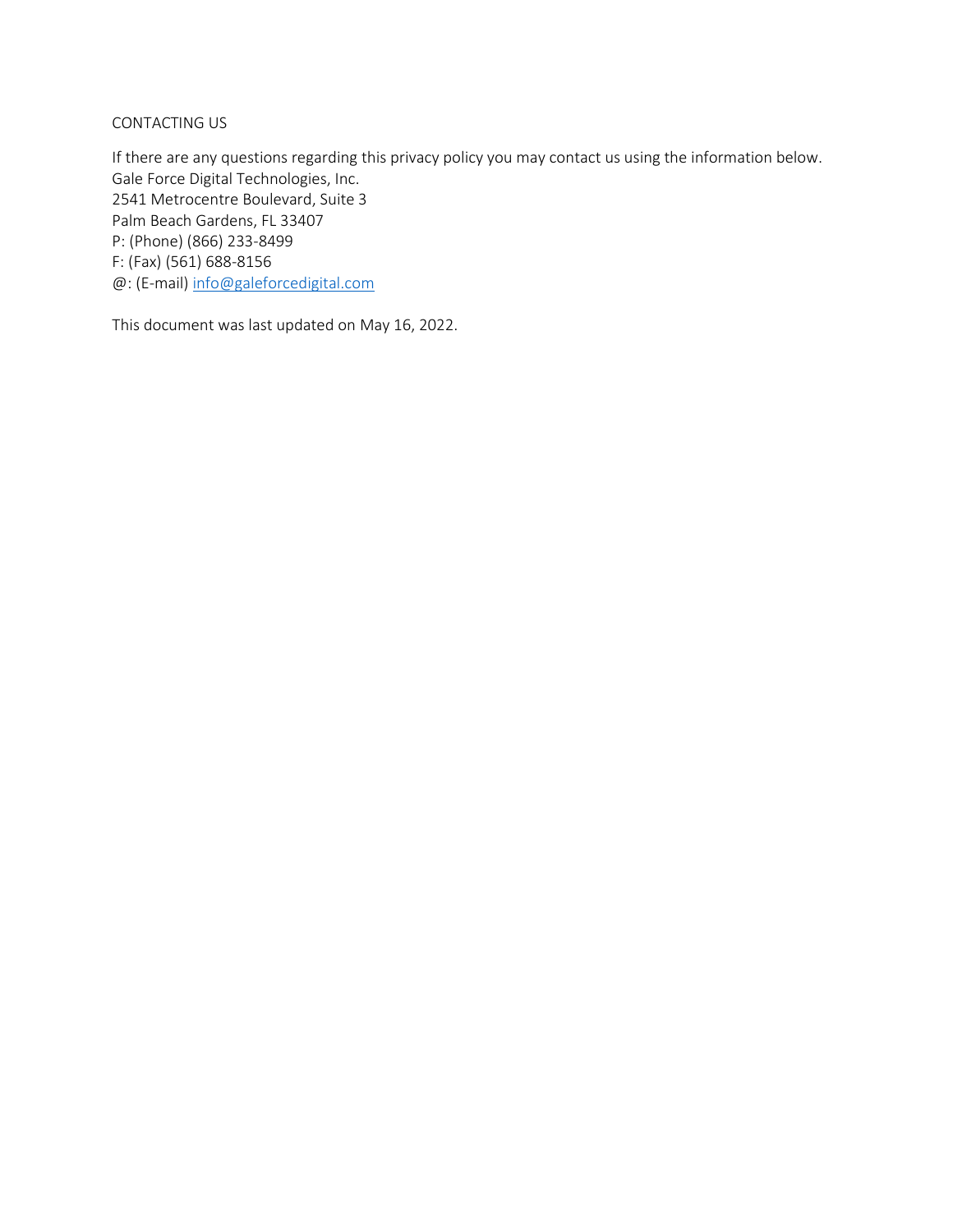## CONTACTING US

If there are any questions regarding this privacy policy you may contact us using the information below.
Gale Force Digital Technologies, Inc.
2541 Metrocentre Boulevard, Suite 3
Palm Beach Gardens, FL 33407
P: (Phone) (866) 233-8499
F: (Fax) (561) 688-8156
@: (E-mail) [info@galeforcedigital.com](mailto:info@galeforcedigital.com)

This document was last updated on May 16, 2022.